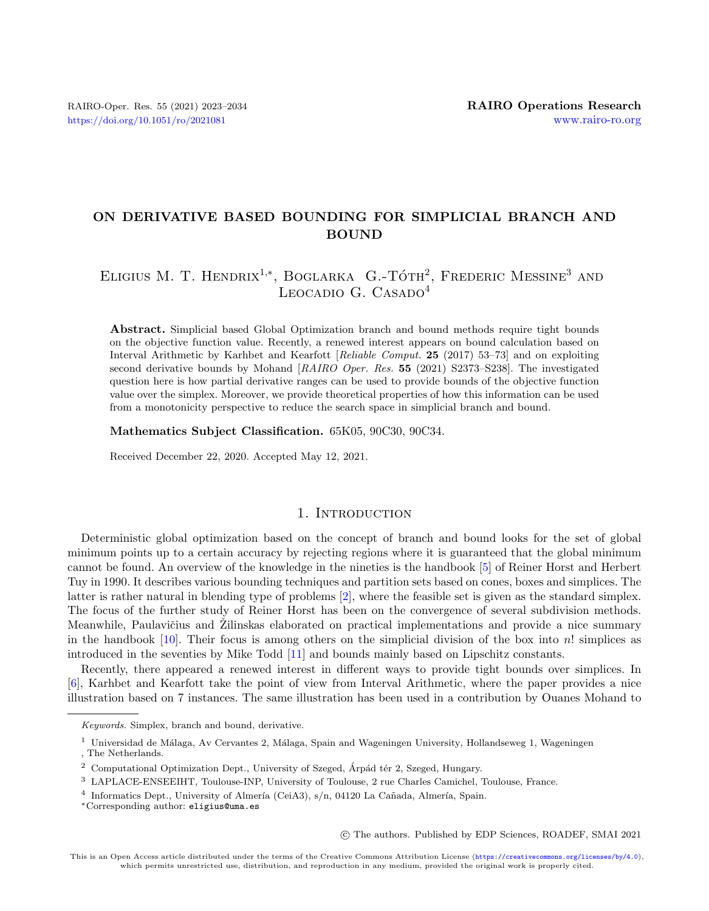# ON DERIVATIVE BASED BOUNDING FOR SIMPLICIAL BRANCH AND BOUND

Eligius M. T. Hendrix[1,*], Boglarka G.-Tóth[2], Frederic Messine[3] and Leocadio G. Casado[4]

**Abstract.** Simplicial based Global Optimization branch and bound methods require tight bounds on the objective function value. Recently, a renewed interest appears on bound calculation based on Interval Arithmetic by Karhbet and Kearfott [*Reliable Comput.* **25** (2017) 53–73] and on exploiting second derivative bounds by Mohand [*RAIRO Oper. Res.* **55** (2021) S2373–S238]. The investigated question here is how partial derivative ranges can be used to provide bounds of the objective function value over the simplex. Moreover, we provide theoretical properties of how this information can be used from a monotonicity perspective to reduce the search space in simplicial branch and bound.

**Mathematics Subject Classification.** 65K05, 90C30, 90C34.

Received December 22, 2020. Accepted May 12, 2021.

## 1. Introduction

Deterministic global optimization based on the concept of branch and bound looks for the set of global minimum points up to a certain accuracy by rejecting regions where it is guaranteed that the global minimum cannot be found. An overview of the knowledge in the nineties is the handbook [5] of Reiner Horst and Herbert Tuy in 1990. It describes various bounding techniques and partition sets based on cones, boxes and simplices. The latter is rather natural in blending type of problems [2], where the feasible set is given as the standard simplex. The focus of the further study of Reiner Horst has been on the convergence of several subdivision methods. Meanwhile, Paulavičius and Žilinskas elaborated on practical implementations and provide a nice summary in the handbook [10]. Their focus is among others on the simplicial division of the box into $n!$ simplices as introduced in the seventies by Mike Todd [11] and bounds mainly based on Lipschitz constants.

Recently, there appeared a renewed interest in different ways to provide tight bounds over simplices. In [6], Karhbet and Kearfott take the point of view from Interval Arithmetic, where the paper provides a nice illustration based on 7 instances. The same illustration has been used in a contribution by Ouanes Mohand to

---

*Keywords.* Simplex, branch and bound, derivative.

[1] Universidad de Málaga, Av Cervantes 2, Málaga, Spain and Wageningen University, Hollandseweg 1, Wageningen , The Netherlands.

[2] Computational Optimization Dept., University of Szeged, Árpád tér 2, Szeged, Hungary.

[3] LAPLACE-ENSEEIHT, Toulouse-INP, University of Toulouse, 2 rue Charles Camichel, Toulouse, France.

[4] Informatics Dept., University of Almería (CeiA3), s/n, 04120 La Cañada, Almería, Spain.

*Corresponding author: eligius@uma.es

© The authors. Published by EDP Sciences, ROADEF, SMAI 2021

This is an Open Access article distributed under the terms of the Creative Commons Attribution License (https://creativecommons.org/licenses/by/4.0), which permits unrestricted use, distribution, and reproduction in any medium, provided the original work is properly cited.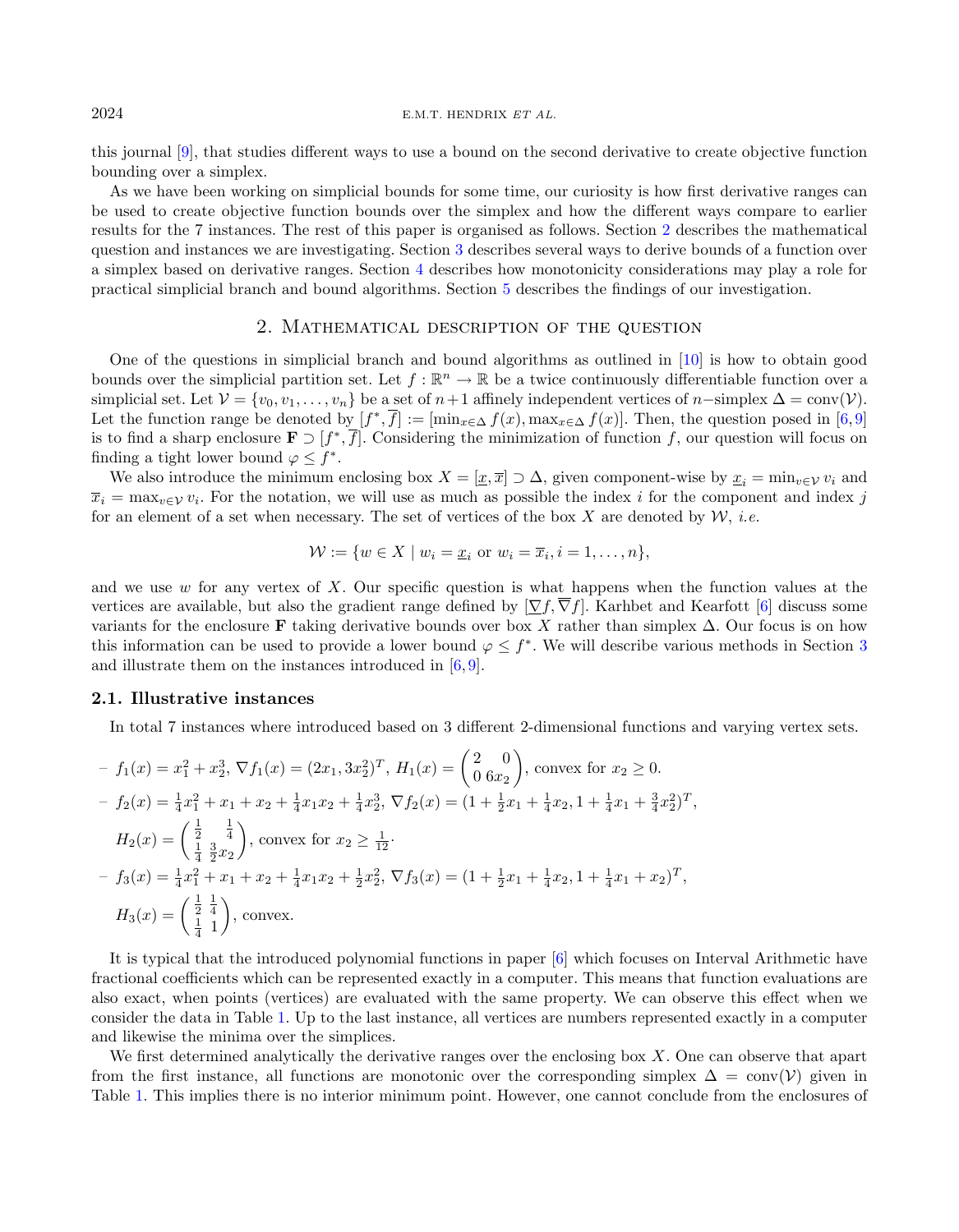this journal [9], that studies different ways to use a bound on the second derivative to create objective function bounding over a simplex.

As we have been working on simplicial bounds for some time, our curiosity is how first derivative ranges can be used to create objective function bounds over the simplex and how the different ways compare to earlier results for the 7 instances. The rest of this paper is organised as follows. Section 2 describes the mathematical question and instances we are investigating. Section 3 describes several ways to derive bounds of a function over a simplex based on derivative ranges. Section 4 describes how monotonicity considerations may play a role for practical simplicial branch and bound algorithms. Section 5 describes the findings of our investigation.

## 2. Mathematical description of the question

One of the questions in simplicial branch and bound algorithms as outlined in [10] is how to obtain good bounds over the simplicial partition set. Let $f : \mathbb{R}^n \to \mathbb{R}$ be a twice continuously differentiable function over a simplicial set. Let $\mathcal{V} = \{v_0, v_1, \ldots, v_n\}$ be a set of $n+1$ affinely independent vertices of $n-$simplex $\Delta = \text{conv}(\mathcal{V})$. Let the function range be denoted by $[f^*, \overline{f}] := [\min_{x\in\Delta} f(x), \max_{x\in\Delta} f(x)]$. Then, the question posed in [6,9] is to find a sharp enclosure $\mathbf{F} \supset [f^*, \overline{f}]$. Considering the minimization of function $f$, our question will focus on finding a tight lower bound $\varphi \leq f^*$.

We also introduce the minimum enclosing box $X = [\underline{x}, \overline{x}] \supset \Delta$, given component-wise by $\underline{x}_i = \min_{v\in\mathcal{V}} v_i$ and $\overline{x}_i = \max_{v\in\mathcal{V}} v_i$. For the notation, we will use as much as possible the index $i$ for the component and index $j$ for an element of a set when necessary. The set of vertices of the box $X$ are denoted by $\mathcal{W}$, *i.e.*

$$\mathcal{W} := \{w \in X \mid w_i = \underline{x}_i \text{ or } w_i = \overline{x}_i, i = 1, \ldots, n\},$$

and we use $w$ for any vertex of $X$. Our specific question is what happens when the function values at the vertices are available, but also the gradient range defined by $[\underline{\nabla} f, \overline{\nabla} f]$. Karhbet and Kearfott [6] discuss some variants for the enclosure $\mathbf{F}$ taking derivative bounds over box $X$ rather than simplex $\Delta$. Our focus is on how this information can be used to provide a lower bound $\varphi \leq f^*$. We will describe various methods in Section 3 and illustrate them on the instances introduced in [6,9].

### 2.1. Illustrative instances

In total 7 instances where introduced based on 3 different 2-dimensional functions and varying vertex sets.

- $f_1(x) = x_1^2 + x_2^3$, $\nabla f_1(x) = (2x_1, 3x_2^2)^T$, $H_1(x) = \begin{pmatrix} 2 & 0 \\ 0 & 6x_2 \end{pmatrix}$, convex for $x_2 \geq 0$.
- $f_2(x) = \frac{1}{4}x_1^2 + x_1 + x_2 + \frac{1}{4}x_1x_2 + \frac{1}{4}x_2^3$, $\nabla f_2(x) = (1 + \frac{1}{2}x_1 + \frac{1}{4}x_2, 1 + \frac{1}{4}x_1 + \frac{3}{4}x_2^2)^T$, $H_2(x) = \begin{pmatrix} \frac{1}{2} & \frac{1}{4} \\ \frac{1}{4} & \frac{3}{2}x_2 \end{pmatrix}$, convex for $x_2 \geq \frac{1}{12}$.
- $f_3(x) = \frac{1}{4}x_1^2 + x_1 + x_2 + \frac{1}{4}x_1x_2 + \frac{1}{2}x_2^2$, $\nabla f_3(x) = (1 + \frac{1}{2}x_1 + \frac{1}{4}x_2, 1 + \frac{1}{4}x_1 + x_2)^T$, $H_3(x) = \begin{pmatrix} \frac{1}{2} & \frac{1}{4} \\ \frac{1}{4} & 1 \end{pmatrix}$, convex.

It is typical that the introduced polynomial functions in paper [6] which focuses on Interval Arithmetic have fractional coefficients which can be represented exactly in a computer. This means that function evaluations are also exact, when points (vertices) are evaluated with the same property. We can observe this effect when we consider the data in Table 1. Up to the last instance, all vertices are numbers represented exactly in a computer and likewise the minima over the simplices.

We first determined analytically the derivative ranges over the enclosing box $X$. One can observe that apart from the first instance, all functions are monotonic over the corresponding simplex $\Delta = \text{conv}(\mathcal{V})$ given in Table 1. This implies there is no interior minimum point. However, one cannot conclude from the enclosures of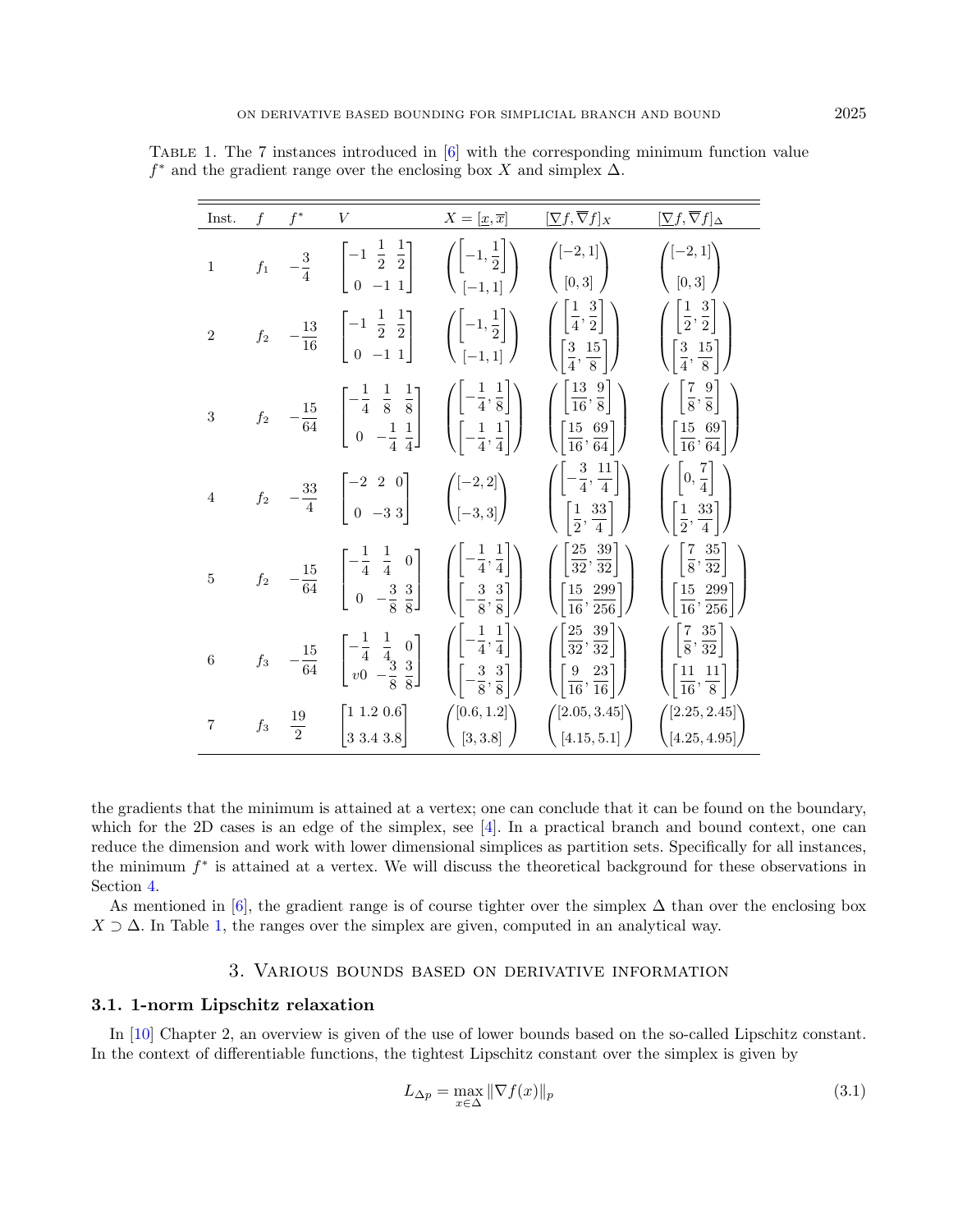Table 1. The 7 instances introduced in [6] with the corresponding minimum function value $f^*$ and the gradient range over the enclosing box $X$ and simplex $\Delta$.

| Inst. | $f$ | $f^*$ | $V$ | $X = [\underline{x}, \overline{x}]$ | $[\underline{\nabla} f, \overline{\nabla} f]_X$ | $[\underline{\nabla} f, \overline{\nabla} f]_\Delta$ |
|---|---|---|---|---|---|---|
| 1 | $f_1$ | $-\frac{3}{4}$ | $\begin{bmatrix} -1 & \frac{1}{2} & \frac{1}{2} \\ 0 & -1 & 1 \end{bmatrix}$ | $\begin{pmatrix} \left[-1, \frac{1}{2}\right] \\ [-1, 1] \end{pmatrix}$ | $\begin{pmatrix} [-2, 1] \\ [0, 3] \end{pmatrix}$ | $\begin{pmatrix} [-2, 1] \\ [0, 3] \end{pmatrix}$ |
| 2 | $f_2$ | $-\frac{13}{16}$ | $\begin{bmatrix} -1 & \frac{1}{2} & \frac{1}{2} \\ 0 & -1 & 1 \end{bmatrix}$ | $\begin{pmatrix} \left[-1, \frac{1}{2}\right] \\ [-1, 1] \end{pmatrix}$ | $\begin{pmatrix} \left[\frac{1}{4}, \frac{3}{2}\right] \\ \left[\frac{3}{4}, \frac{15}{8}\right] \end{pmatrix}$ | $\begin{pmatrix} \left[\frac{1}{2}, \frac{3}{2}\right] \\ \left[\frac{3}{4}, \frac{15}{8}\right] \end{pmatrix}$ |
| 3 | $f_2$ | $-\frac{15}{64}$ | $\begin{bmatrix} -\frac{1}{4} & \frac{1}{8} & \frac{1}{8} \\ 0 & -\frac{1}{4} & \frac{1}{4} \end{bmatrix}$ | $\begin{pmatrix} \left[-\frac{1}{4}, \frac{1}{8}\right] \\ \left[-\frac{1}{4}, \frac{1}{4}\right] \end{pmatrix}$ | $\begin{pmatrix} \left[\frac{13}{16}, \frac{9}{8}\right] \\ \left[\frac{15}{16}, \frac{69}{64}\right] \end{pmatrix}$ | $\begin{pmatrix} \left[\frac{7}{8}, \frac{9}{8}\right] \\ \left[\frac{15}{16}, \frac{69}{64}\right] \end{pmatrix}$ |
| 4 | $f_2$ | $-\frac{33}{4}$ | $\begin{bmatrix} -2 & 2 & 0 \\ 0 & -3 & 3 \end{bmatrix}$ | $\begin{pmatrix} [-2, 2] \\ [-3, 3] \end{pmatrix}$ | $\begin{pmatrix} \left[-\frac{3}{4}, \frac{11}{4}\right] \\ \left[\frac{1}{2}, \frac{33}{4}\right] \end{pmatrix}$ | $\begin{pmatrix} \left[0, \frac{7}{4}\right] \\ \left[\frac{1}{2}, \frac{33}{4}\right] \end{pmatrix}$ |
| 5 | $f_2$ | $-\frac{15}{64}$ | $\begin{bmatrix} -\frac{1}{4} & \frac{1}{4} & 0 \\ 0 & -\frac{3}{8} & \frac{3}{8} \end{bmatrix}$ | $\begin{pmatrix} \left[-\frac{1}{4}, \frac{1}{4}\right] \\ \left[-\frac{3}{8}, \frac{3}{8}\right] \end{pmatrix}$ | $\begin{pmatrix} \left[\frac{25}{32}, \frac{39}{32}\right] \\ \left[\frac{15}{16}, \frac{299}{256}\right] \end{pmatrix}$ | $\begin{pmatrix} \left[\frac{7}{8}, \frac{35}{32}\right] \\ \left[\frac{15}{16}, \frac{299}{256}\right] \end{pmatrix}$ |
| 6 | $f_3$ | $-\frac{15}{64}$ | $\begin{bmatrix} -\frac{1}{4} & \frac{1}{4} & 0 \\ v0 & -\frac{3}{8} & \frac{3}{8} \end{bmatrix}$ | $\begin{pmatrix} \left[-\frac{1}{4}, \frac{1}{4}\right] \\ \left[-\frac{3}{8}, \frac{3}{8}\right] \end{pmatrix}$ | $\begin{pmatrix} \left[\frac{25}{32}, \frac{39}{32}\right] \\ \left[\frac{9}{16}, \frac{23}{16}\right] \end{pmatrix}$ | $\begin{pmatrix} \left[\frac{7}{8}, \frac{35}{32}\right] \\ \left[\frac{11}{16}, \frac{11}{8}\right] \end{pmatrix}$ |
| 7 | $f_3$ | $\frac{19}{2}$ | $\begin{bmatrix} 1 & 1.2 & 0.6 \\ 3 & 3.4 & 3.8 \end{bmatrix}$ | $\begin{pmatrix} [0.6, 1.2] \\ [3, 3.8] \end{pmatrix}$ | $\begin{pmatrix} [2.05, 3.45] \\ [4.15, 5.1] \end{pmatrix}$ | $\begin{pmatrix} [2.25, 2.45] \\ [4.25, 4.95] \end{pmatrix}$ |

the gradients that the minimum is attained at a vertex; one can conclude that it can be found on the boundary, which for the 2D cases is an edge of the simplex, see [4]. In a practical branch and bound context, one can reduce the dimension and work with lower dimensional simplices as partition sets. Specifically for all instances, the minimum $f^*$ is attained at a vertex. We will discuss the theoretical background for these observations in Section 4.

As mentioned in [6], the gradient range is of course tighter over the simplex $\Delta$ than over the enclosing box $X \supset \Delta$. In Table 1, the ranges over the simplex are given, computed in an analytical way.

## 3. Various bounds based on derivative information

### 3.1. 1-norm Lipschitz relaxation

In [10] Chapter 2, an overview is given of the use of lower bounds based on the so-called Lipschitz constant. In the context of differentiable functions, the tightest Lipschitz constant over the simplex is given by

$$L_{\Delta p} = \max_{x \in \Delta} \|\nabla f(x)\|_p \tag{3.1}$$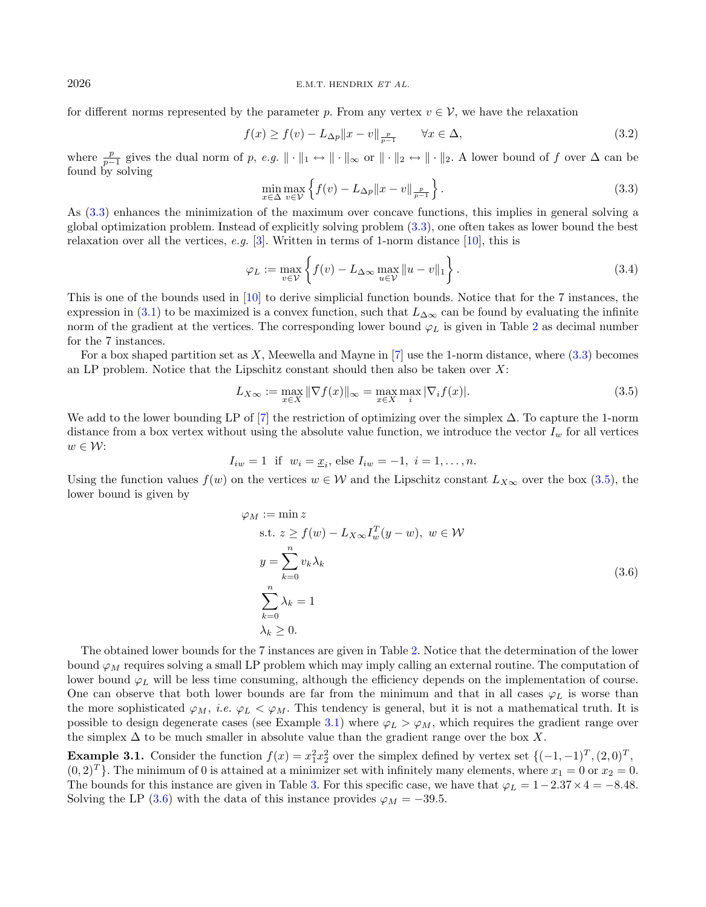for different norms represented by the parameter $p$. From any vertex $v \in \mathcal{V}$, we have the relaxation

$$f(x) \geq f(v) - L_{\Delta p}\|x - v\|_{\frac{p}{p-1}} \qquad \forall x \in \Delta, \tag{3.2}$$

where $\frac{p}{p-1}$ gives the dual norm of $p$, *e.g.* $\|\cdot\|_1 \leftrightarrow \|\cdot\|_\infty$ or $\|\cdot\|_2 \leftrightarrow \|\cdot\|_2$. A lower bound of $f$ over $\Delta$ can be found by solving

$$\min_{x \in \Delta} \max_{v \in \mathcal{V}} \left\{ f(v) - L_{\Delta p}\|x - v\|_{\frac{p}{p-1}} \right\}. \tag{3.3}$$

As (3.3) enhances the minimization of the maximum over concave functions, this implies in general solving a global optimization problem. Instead of explicitly solving problem (3.3), one often takes as lower bound the best relaxation over all the vertices, *e.g.* [3]. Written in terms of 1-norm distance [10], this is

$$\varphi_L := \max_{v \in \mathcal{V}} \left\{ f(v) - L_{\Delta\infty} \max_{u \in \mathcal{V}} \|u - v\|_1 \right\}. \tag{3.4}$$

This is one of the bounds used in [10] to derive simplicial function bounds. Notice that for the 7 instances, the expression in (3.1) to be maximized is a convex function, such that $L_{\Delta\infty}$ can be found by evaluating the infinite norm of the gradient at the vertices. The corresponding lower bound $\varphi_L$ is given in Table 2 as decimal number for the 7 instances.

For a box shaped partition set as $X$, Meewella and Mayne in [7] use the 1-norm distance, where (3.3) becomes an LP problem. Notice that the Lipschitz constant should then also be taken over $X$:

$$L_{X\infty} := \max_{x \in X} \|\nabla f(x)\|_\infty = \max_{x \in X} \max_i |\nabla_i f(x)|. \tag{3.5}$$

We add to the lower bounding LP of [7] the restriction of optimizing over the simplex $\Delta$. To capture the 1-norm distance from a box vertex without using the absolute value function, we introduce the vector $I_w$ for all vertices $w \in \mathcal{W}$:

$$I_{iw} = 1 \;\text{ if }\; w_i = \underline{x}_i, \text{ else } I_{iw} = -1,\; i = 1, \ldots, n.$$

Using the function values $f(w)$ on the vertices $w \in \mathcal{W}$ and the Lipschitz constant $L_{X\infty}$ over the box (3.5), the lower bound is given by

$$\begin{aligned} \varphi_M := & \min z \\ & \text{s.t. } z \geq f(w) - L_{X\infty} I_w^T (y - w),\; w \in \mathcal{W} \\ & y = \sum_{k=0}^{n} v_k \lambda_k \\ & \sum_{k=0}^{n} \lambda_k = 1 \\ & \lambda_k \geq 0. \end{aligned} \tag{3.6}$$

The obtained lower bounds for the 7 instances are given in Table 2. Notice that the determination of the lower bound $\varphi_M$ requires solving a small LP problem which may imply calling an external routine. The computation of lower bound $\varphi_L$ will be less time consuming, although the efficiency depends on the implementation of course. One can observe that both lower bounds are far from the minimum and that in all cases $\varphi_L$ is worse than the more sophisticated $\varphi_M$, *i.e.* $\varphi_L < \varphi_M$. This tendency is general, but it is not a mathematical truth. It is possible to design degenerate cases (see Example 3.1) where $\varphi_L > \varphi_M$, which requires the gradient range over the simplex $\Delta$ to be much smaller in absolute value than the gradient range over the box $X$.

**Example 3.1.** Consider the function $f(x) = x_1^2 x_2^2$ over the simplex defined by vertex set $\{(-1, -1)^T, (2, 0)^T, (0, 2)^T\}$. The minimum of 0 is attained at a minimizer set with infinitely many elements, where $x_1 = 0$ or $x_2 = 0$. The bounds for this instance are given in Table 3. For this specific case, we have that $\varphi_L = 1 - 2.37 \times 4 = -8.48$. Solving the LP (3.6) with the data of this instance provides $\varphi_M = -39.5$.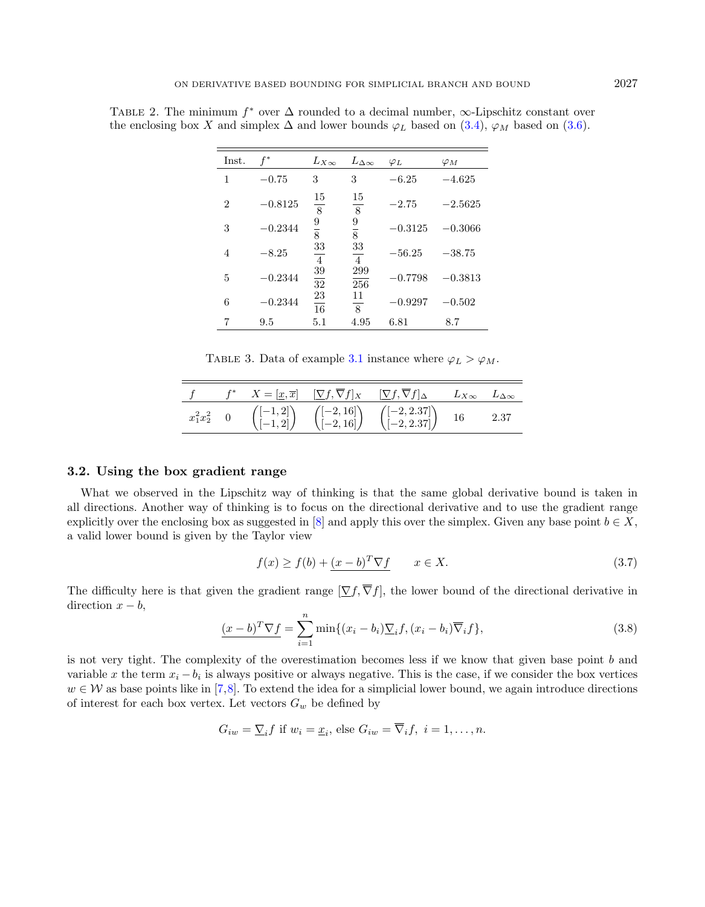TABLE 2. The minimum $f^*$ over $\Delta$ rounded to a decimal number, $\infty$-Lipschitz constant over the enclosing box $X$ and simplex $\Delta$ and lower bounds $\varphi_L$ based on (3.4), $\varphi_M$ based on (3.6).

| Inst. | $f^*$ | $L_{X\infty}$ | $L_{\Delta\infty}$ | $\varphi_L$ | $\varphi_M$ |
|---|---|---|---|---|---|
| 1 | $-0.75$ | 3 | 3 | $-6.25$ | $-4.625$ |
| 2 | $-0.8125$ | $\frac{15}{8}$ | $\frac{15}{8}$ | $-2.75$ | $-2.5625$ |
| 3 | $-0.2344$ | $\frac{9}{8}$ | $\frac{9}{8}$ | $-0.3125$ | $-0.3066$ |
| 4 | $-8.25$ | $\frac{33}{4}$ | $\frac{33}{4}$ | $-56.25$ | $-38.75$ |
| 5 | $-0.2344$ | $\frac{39}{32}$ | $\frac{299}{256}$ | $-0.7798$ | $-0.3813$ |
| 6 | $-0.2344$ | $\frac{23}{16}$ | $\frac{11}{8}$ | $-0.9297$ | $-0.502$ |
| 7 | 9.5 | 5.1 | 4.95 | 6.81 | 8.7 |

TABLE 3. Data of example 3.1 instance where $\varphi_L > \varphi_M$.

| $f$ | $f^*$ | $X = [\underline{x}, \overline{x}]$ | $[\underline{\nabla} f, \overline{\nabla} f]_X$ | $[\underline{\nabla} f, \overline{\nabla} f]_\Delta$ | $L_{X\infty}$ | $L_{\Delta\infty}$ |
|---|---|---|---|---|---|---|
| $x_1^2 x_2^2$ | 0 | $\begin{pmatrix}[-1,2]\\ [-1,2]\end{pmatrix}$ | $\begin{pmatrix}[-2,16]\\ [-2,16]\end{pmatrix}$ | $\begin{pmatrix}[-2,2.37]\\ [-2,2.37]\end{pmatrix}$ | 16 | 2.37 |

### 3.2. Using the box gradient range

What we observed in the Lipschitz way of thinking is that the same global derivative bound is taken in all directions. Another way of thinking is to focus on the directional derivative and to use the gradient range explicitly over the enclosing box as suggested in [8] and apply this over the simplex. Given any base point $b \in X$, a valid lower bound is given by the Taylor view

$$f(x) \geq f(b) + \underline{(x-b)^T \nabla f} \qquad x \in X. \tag{3.7}$$

The difficulty here is that given the gradient range $[\underline{\nabla} f, \overline{\nabla} f]$, the lower bound of the directional derivative in direction $x - b$,

$$\underline{(x-b)^T \nabla f} = \sum_{i=1}^{n} \min\{(x_i - b_i)\underline{\nabla}_i f, (x_i - b_i)\overline{\nabla}_i f\}, \tag{3.8}$$

is not very tight. The complexity of the overestimation becomes less if we know that given base point $b$ and variable $x$ the term $x_i - b_i$ is always positive or always negative. This is the case, if we consider the box vertices $w \in \mathcal{W}$ as base points like in [7,8]. To extend the idea for a simplicial lower bound, we again introduce directions of interest for each box vertex. Let vectors $G_w$ be defined by

$$G_{iw} = \underline{\nabla}_i f \text{ if } w_i = \underline{x}_i, \text{ else } G_{iw} = \overline{\nabla}_i f, \ i = 1, \ldots, n.$$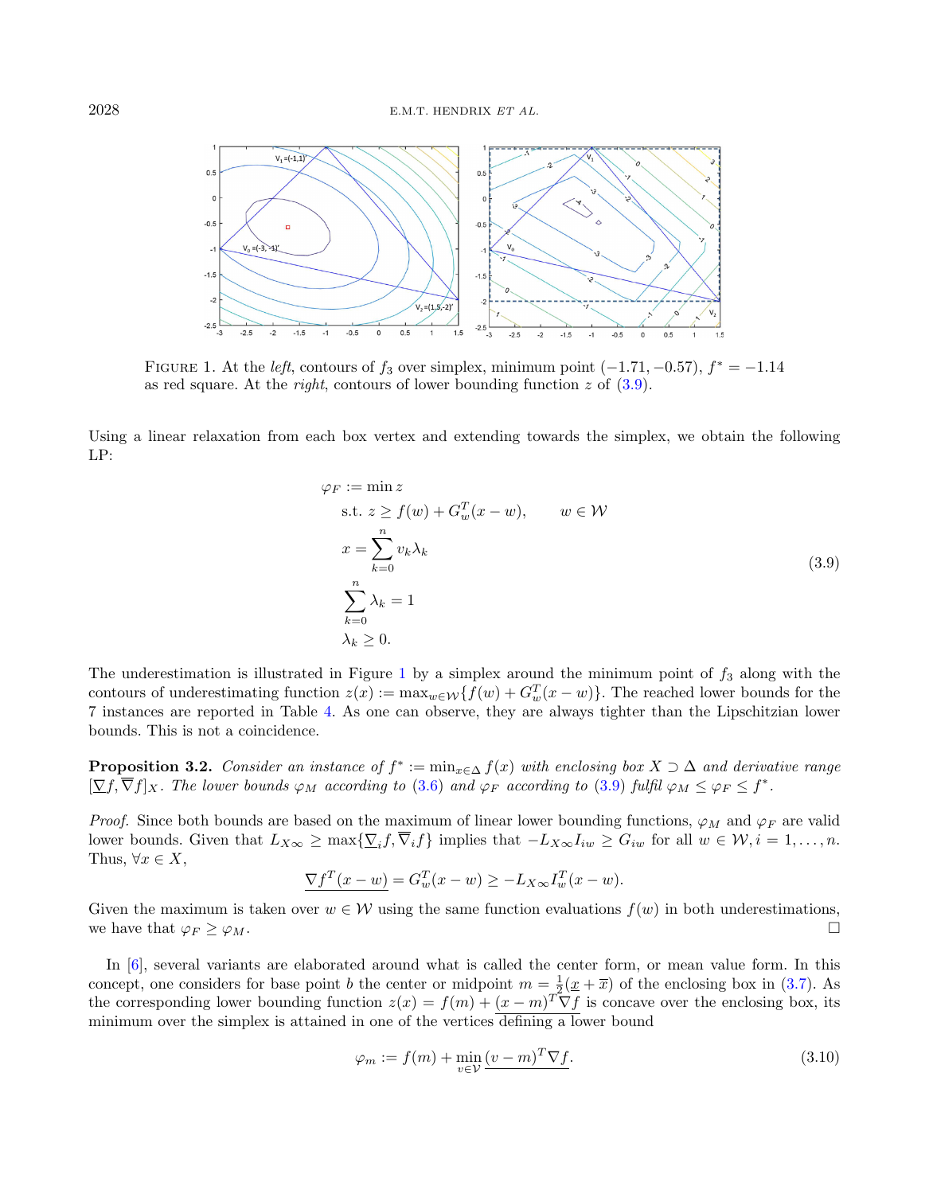FIGURE 1. At the *left*, contours of $f_3$ over simplex, minimum point $(-1.71, -0.57)$, $f^* = -1.14$ as red square. At the *right*, contours of lower bounding function $z$ of (3.9).

Using a linear relaxation from each box vertex and extending towards the simplex, we obtain the following LP:

$$
\begin{aligned}
\varphi_F := \min\ & z \\
\text{s.t. } & z \geq f(w) + G_w^T(x - w), \qquad w \in \mathcal{W} \\
& x = \sum_{k=0}^{n} v_k \lambda_k \\
& \sum_{k=0}^{n} \lambda_k = 1 \\
& \lambda_k \geq 0.
\end{aligned}
\tag{3.9}
$$

The underestimation is illustrated in Figure 1 by a simplex around the minimum point of $f_3$ along with the contours of underestimating function $z(x) := \max_{w \in \mathcal{W}}\{f(w) + G_w^T(x - w)\}$. The reached lower bounds for the 7 instances are reported in Table 4. As one can observe, they are always tighter than the Lipschitzian lower bounds. This is not a coincidence.

**Proposition 3.2.** *Consider an instance of $f^* := \min_{x \in \Delta} f(x)$ with enclosing box $X \supset \Delta$ and derivative range $[\underline{\nabla} f, \overline{\nabla} f]_X$. The lower bounds $\varphi_M$ according to (3.6) and $\varphi_F$ according to (3.9) fulfil $\varphi_M \leq \varphi_F \leq f^*$.*

*Proof.* Since both bounds are based on the maximum of linear lower bounding functions, $\varphi_M$ and $\varphi_F$ are valid lower bounds. Given that $L_{X\infty} \geq \max\{\underline{\nabla}_i f, \overline{\nabla}_i f\}$ implies that $-L_{X\infty} I_{iw} \geq G_{iw}$ for all $w \in \mathcal{W}, i = 1, \ldots, n$. Thus, $\forall x \in X$,

$$
\underline{\nabla f^T(x - w)} = G_w^T(x - w) \geq -L_{X\infty} I_w^T(x - w).
$$

Given the maximum is taken over $w \in \mathcal{W}$ using the same function evaluations $f(w)$ in both underestimations, we have that $\varphi_F \geq \varphi_M$. □

In [6], several variants are elaborated around what is called the center form, or mean value form. In this concept, one considers for base point $b$ the center or midpoint $m = \frac{1}{2}(\underline{x} + \overline{x})$ of the enclosing box in (3.7). As the corresponding lower bounding function $z(x) = f(m) + \underline{(x - m)^T \nabla f}$ is concave over the enclosing box, its minimum over the simplex is attained in one of the vertices defining a lower bound

$$
\varphi_m := f(m) + \min_{v \in \mathcal{V}} \underline{(v - m)^T \nabla f}. \tag{3.10}
$$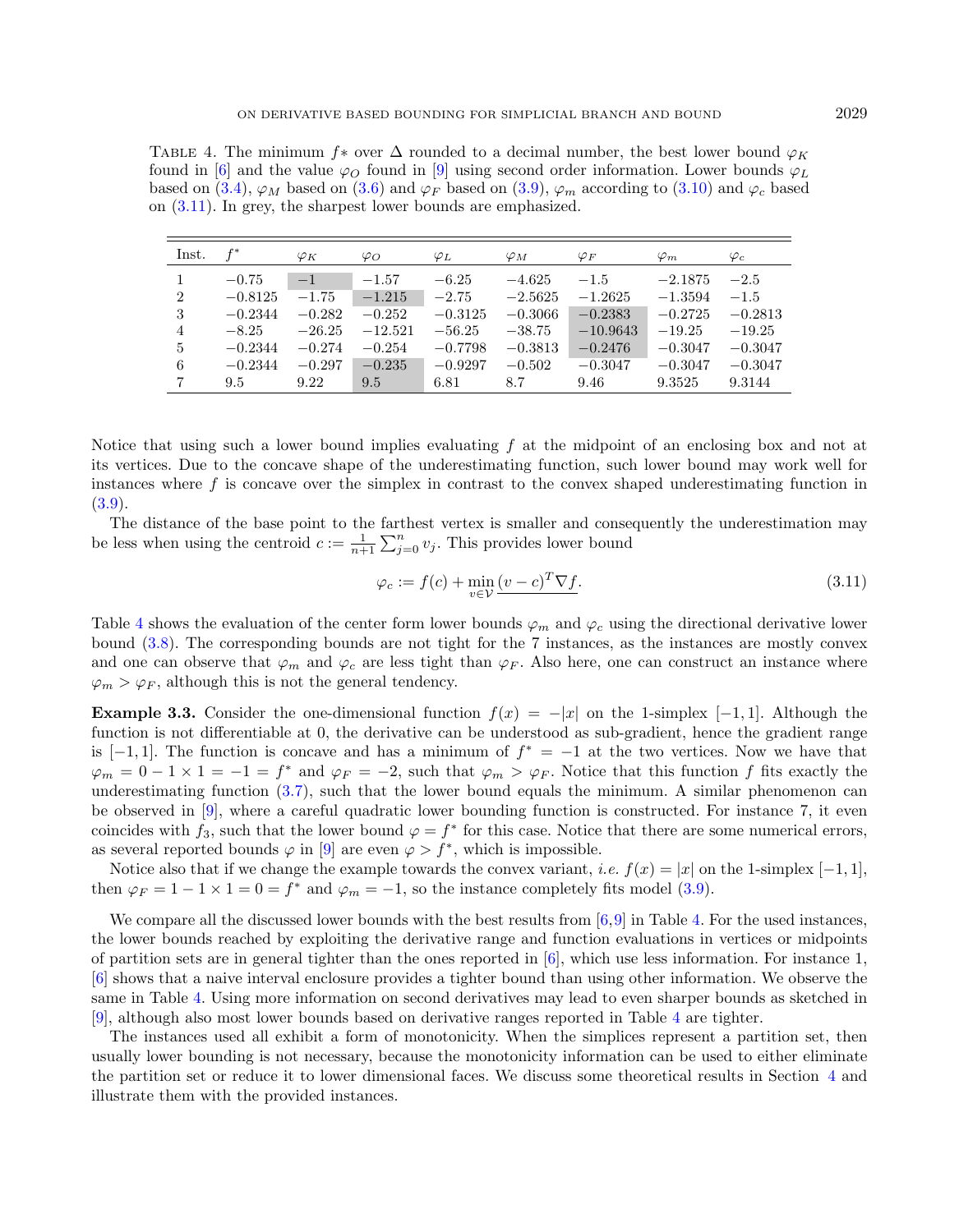Table 4. The minimum $f*$ over $\Delta$ rounded to a decimal number, the best lower bound $\varphi_K$ found in [6] and the value $\varphi_O$ found in [9] using second order information. Lower bounds $\varphi_L$ based on (3.4), $\varphi_M$ based on (3.6) and $\varphi_F$ based on (3.9), $\varphi_m$ according to (3.10) and $\varphi_c$ based on (3.11). In grey, the sharpest lower bounds are emphasized.

| Inst. | $f^*$ | $\varphi_K$ | $\varphi_O$ | $\varphi_L$ | $\varphi_M$ | $\varphi_F$ | $\varphi_m$ | $\varphi_c$ |
|---|---|---|---|---|---|---|---|---|
| 1 | −0.75 | −1 | −1.57 | −6.25 | −4.625 | −1.5 | −2.1875 | −2.5 |
| 2 | −0.8125 | −1.75 | −1.215 | −2.75 | −2.5625 | −1.2625 | −1.3594 | −1.5 |
| 3 | −0.2344 | −0.282 | −0.252 | −0.3125 | −0.3066 | −0.2383 | −0.2725 | −0.2813 |
| 4 | −8.25 | −26.25 | −12.521 | −56.25 | −38.75 | −10.9643 | −19.25 | −19.25 |
| 5 | −0.2344 | −0.274 | −0.254 | −0.7798 | −0.3813 | −0.2476 | −0.3047 | −0.3047 |
| 6 | −0.2344 | −0.297 | −0.235 | −0.9297 | −0.502 | −0.3047 | −0.3047 | −0.3047 |
| 7 | 9.5 | 9.22 | 9.5 | 6.81 | 8.7 | 9.46 | 9.3525 | 9.3144 |

Notice that using such a lower bound implies evaluating $f$ at the midpoint of an enclosing box and not at its vertices. Due to the concave shape of the underestimating function, such lower bound may work well for instances where $f$ is concave over the simplex in contrast to the convex shaped underestimating function in (3.9).

The distance of the base point to the farthest vertex is smaller and consequently the underestimation may be less when using the centroid $c := \frac{1}{n+1}\sum_{j=0}^{n} v_j$. This provides lower bound

$$\varphi_c := f(c) + \min_{v\in\mathcal{V}} \underline{(v-c)^T\nabla f}. \tag{3.11}$$

Table 4 shows the evaluation of the center form lower bounds $\varphi_m$ and $\varphi_c$ using the directional derivative lower bound (3.8). The corresponding bounds are not tight for the 7 instances, as the instances are mostly convex and one can observe that $\varphi_m$ and $\varphi_c$ are less tight than $\varphi_F$. Also here, one can construct an instance where $\varphi_m > \varphi_F$, although this is not the general tendency.

**Example 3.3.** Consider the one-dimensional function $f(x) = -|x|$ on the 1-simplex $[-1, 1]$. Although the function is not differentiable at 0, the derivative can be understood as sub-gradient, hence the gradient range is $[-1, 1]$. The function is concave and has a minimum of $f^* = -1$ at the two vertices. Now we have that $\varphi_m = 0 - 1 \times 1 = -1 = f^*$ and $\varphi_F = -2$, such that $\varphi_m > \varphi_F$. Notice that this function $f$ fits exactly the underestimating function (3.7), such that the lower bound equals the minimum. A similar phenomenon can be observed in [9], where a careful quadratic lower bounding function is constructed. For instance 7, it even coincides with $f_3$, such that the lower bound $\varphi = f^*$ for this case. Notice that there are some numerical errors, as several reported bounds $\varphi$ in [9] are even $\varphi > f^*$, which is impossible.

Notice also that if we change the example towards the convex variant, *i.e.* $f(x) = |x|$ on the 1-simplex $[-1, 1]$, then $\varphi_F = 1 - 1 \times 1 = 0 = f^*$ and $\varphi_m = -1$, so the instance completely fits model (3.9).

We compare all the discussed lower bounds with the best results from [6,9] in Table 4. For the used instances, the lower bounds reached by exploiting the derivative range and function evaluations in vertices or midpoints of partition sets are in general tighter than the ones reported in [6], which use less information. For instance 1, [6] shows that a naive interval enclosure provides a tighter bound than using other information. We observe the same in Table 4. Using more information on second derivatives may lead to even sharper bounds as sketched in [9], although also most lower bounds based on derivative ranges reported in Table 4 are tighter.

The instances used all exhibit a form of monotonicity. When the simplices represent a partition set, then usually lower bounding is not necessary, because the monotonicity information can be used to either eliminate the partition set or reduce it to lower dimensional faces. We discuss some theoretical results in Section 4 and illustrate them with the provided instances.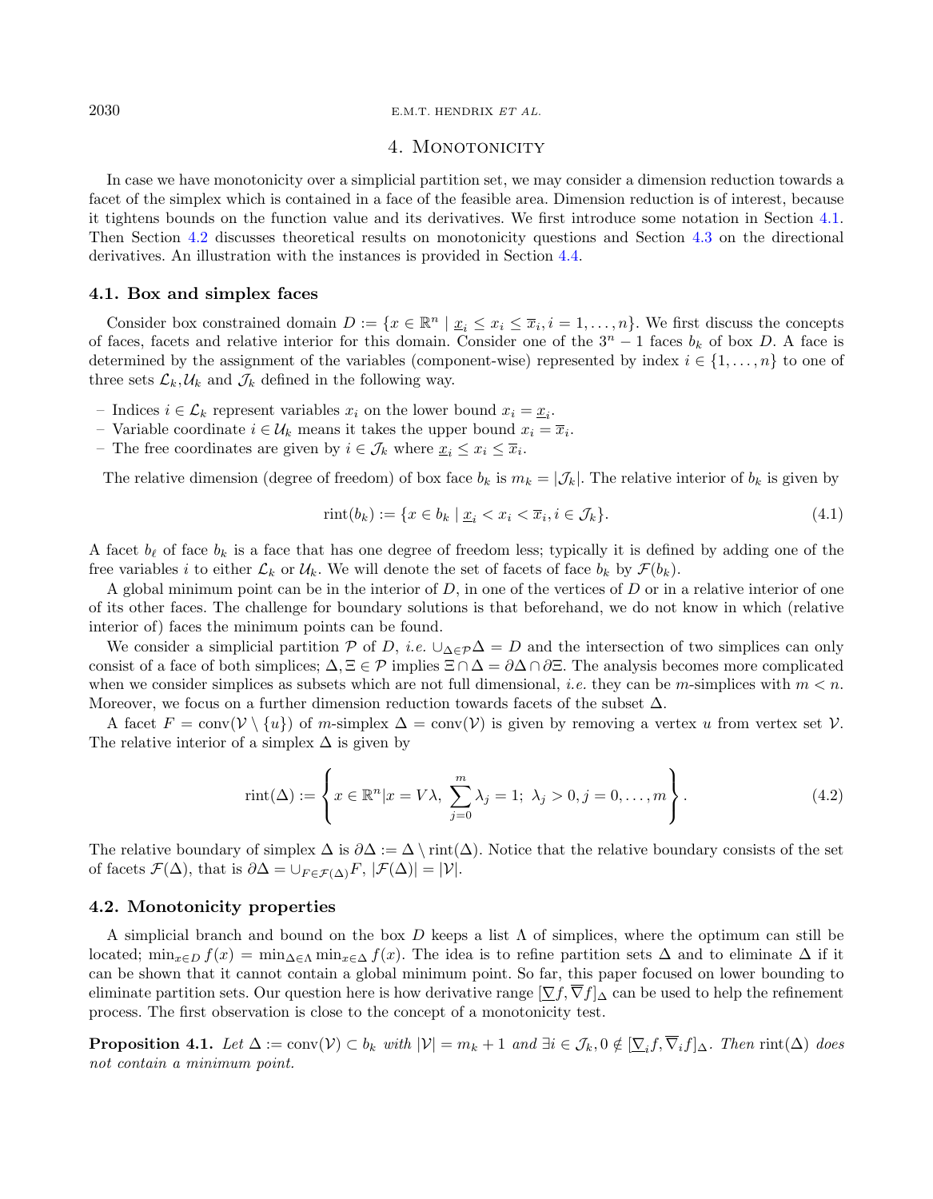## 4. Monotonicity

In case we have monotonicity over a simplicial partition set, we may consider a dimension reduction towards a facet of the simplex which is contained in a face of the feasible area. Dimension reduction is of interest, because it tightens bounds on the function value and its derivatives. We first introduce some notation in Section 4.1. Then Section 4.2 discusses theoretical results on monotonicity questions and Section 4.3 on the directional derivatives. An illustration with the instances is provided in Section 4.4.

### 4.1. Box and simplex faces

Consider box constrained domain $D := \{x \in \mathbb{R}^n \mid \underline{x}_i \le x_i \le \overline{x}_i, i = 1, \ldots, n\}$. We first discuss the concepts of faces, facets and relative interior for this domain. Consider one of the $3^n - 1$ faces $b_k$ of box $D$. A face is determined by the assignment of the variables (component-wise) represented by index $i \in \{1, \ldots, n\}$ to one of three sets $\mathcal{L}_k$,$\mathcal{U}_k$ and $\mathcal{J}_k$ defined in the following way.

- Indices $i \in \mathcal{L}_k$ represent variables $x_i$ on the lower bound $x_i = \underline{x}_i$.
- Variable coordinate $i \in \mathcal{U}_k$ means it takes the upper bound $x_i = \overline{x}_i$.
- The free coordinates are given by $i \in \mathcal{J}_k$ where $\underline{x}_i \le x_i \le \overline{x}_i$.

The relative dimension (degree of freedom) of box face $b_k$ is $m_k = |\mathcal{J}_k|$. The relative interior of $b_k$ is given by

$$\text{rint}(b_k) := \{x \in b_k \mid \underline{x}_i < x_i < \overline{x}_i, i \in \mathcal{J}_k\}. \tag{4.1}$$

A facet $b_\ell$ of face $b_k$ is a face that has one degree of freedom less; typically it is defined by adding one of the free variables $i$ to either $\mathcal{L}_k$ or $\mathcal{U}_k$. We will denote the set of facets of face $b_k$ by $\mathcal{F}(b_k)$.

A global minimum point can be in the interior of $D$, in one of the vertices of $D$ or in a relative interior of one of its other faces. The challenge for boundary solutions is that beforehand, we do not know in which (relative interior of) faces the minimum points can be found.

We consider a simplicial partition $\mathcal{P}$ of $D$, *i.e.* $\cup_{\Delta \in \mathcal{P}} \Delta = D$ and the intersection of two simplices can only consist of a face of both simplices; $\Delta, \Xi \in \mathcal{P}$ implies $\Xi \cap \Delta = \partial\Delta \cap \partial\Xi$. The analysis becomes more complicated when we consider simplices as subsets which are not full dimensional, *i.e.* they can be $m$-simplices with $m < n$. Moreover, we focus on a further dimension reduction towards facets of the subset $\Delta$.

A facet $F = \text{conv}(\mathcal{V} \setminus \{u\})$ of $m$-simplex $\Delta = \text{conv}(\mathcal{V})$ is given by removing a vertex $u$ from vertex set $\mathcal{V}$. The relative interior of a simplex $\Delta$ is given by

$$\text{rint}(\Delta) := \left\{ x \in \mathbb{R}^n | x = V\lambda,\ \sum_{j=0}^{m} \lambda_j = 1;\ \lambda_j > 0, j = 0, \ldots, m \right\}. \tag{4.2}$$

The relative boundary of simplex $\Delta$ is $\partial\Delta := \Delta \setminus \text{rint}(\Delta)$. Notice that the relative boundary consists of the set of facets $\mathcal{F}(\Delta)$, that is $\partial\Delta = \cup_{F \in \mathcal{F}(\Delta)} F$, $|\mathcal{F}(\Delta)| = |\mathcal{V}|$.

### 4.2. Monotonicity properties

A simplicial branch and bound on the box $D$ keeps a list $\Lambda$ of simplices, where the optimum can still be located; $\min_{x \in D} f(x) = \min_{\Delta \in \Lambda} \min_{x \in \Delta} f(x)$. The idea is to refine partition sets $\Delta$ and to eliminate $\Delta$ if it can be shown that it cannot contain a global minimum point. So far, this paper focused on lower bounding to eliminate partition sets. Our question here is how derivative range $[\underline{\nabla} f, \overline{\nabla} f]_\Delta$ can be used to help the refinement process. The first observation is close to the concept of a monotonicity test.

**Proposition 4.1.** *Let $\Delta := \text{conv}(\mathcal{V}) \subset b_k$ with $|\mathcal{V}| = m_k + 1$ and $\exists i \in \mathcal{J}_k, 0 \notin [\underline{\nabla}_i f, \overline{\nabla}_i f]_\Delta$. Then $\text{rint}(\Delta)$ does not contain a minimum point.*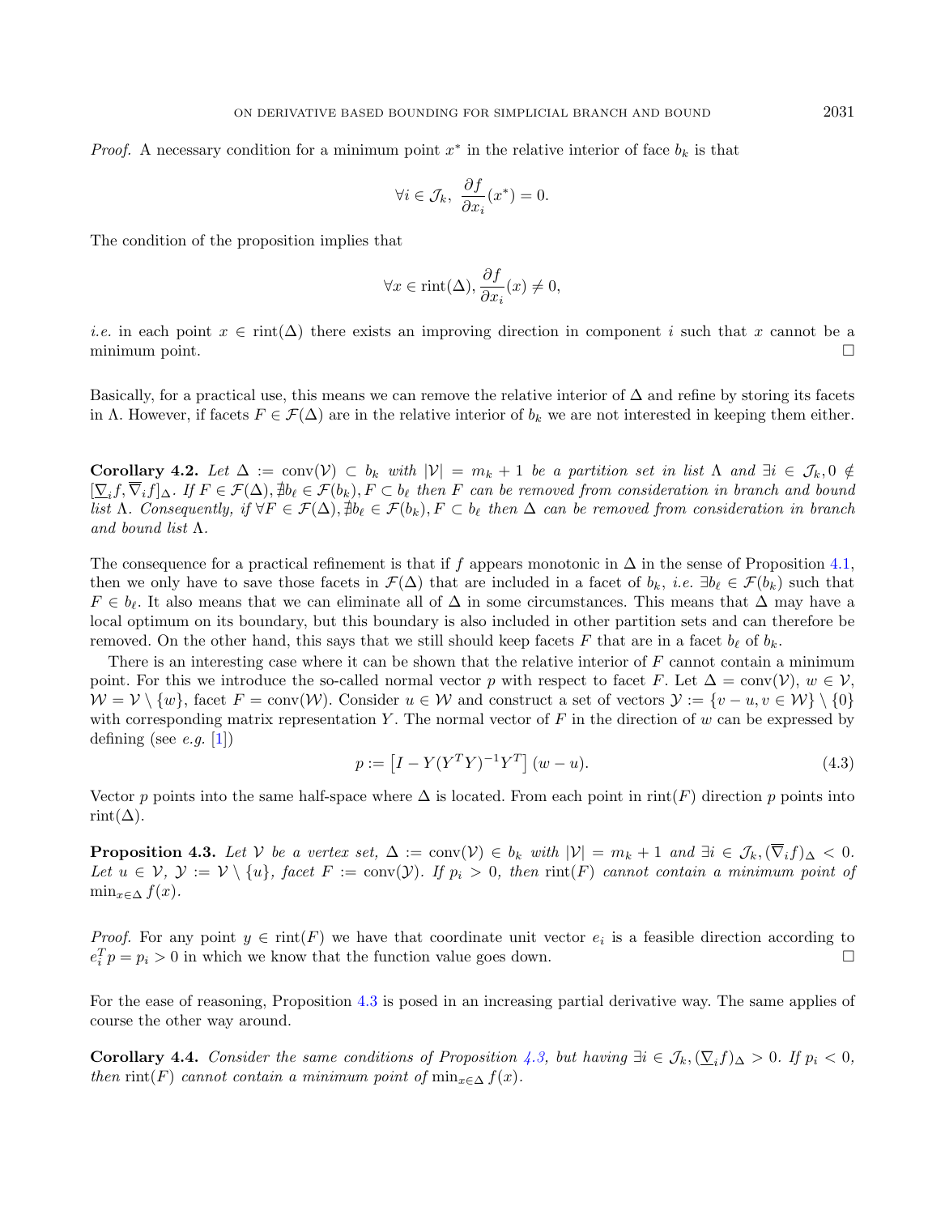*Proof.* A necessary condition for a minimum point $x^*$ in the relative interior of face $b_k$ is that

$$\forall i \in \mathcal{J}_k,\ \frac{\partial f}{\partial x_i}(x^*) = 0.$$

The condition of the proposition implies that

$$\forall x \in \text{rint}(\Delta), \frac{\partial f}{\partial x_i}(x) \neq 0,$$

*i.e.* in each point $x \in \text{rint}(\Delta)$ there exists an improving direction in component $i$ such that $x$ cannot be a minimum point. □

Basically, for a practical use, this means we can remove the relative interior of $\Delta$ and refine by storing its facets in $\Lambda$. However, if facets $F \in \mathcal{F}(\Delta)$ are in the relative interior of $b_k$ we are not interested in keeping them either.

**Corollary 4.2.** *Let $\Delta := \text{conv}(\mathcal{V}) \subset b_k$ with $|\mathcal{V}| = m_k + 1$ be a partition set in list $\Lambda$ and $\exists i \in \mathcal{J}_k, 0 \notin [\underline{\nabla}_i f, \overline{\nabla}_i f]_\Delta$. If $F \in \mathcal{F}(\Delta), \nexists b_\ell \in \mathcal{F}(b_k), F \subset b_\ell$ then $F$ can be removed from consideration in branch and bound list $\Lambda$. Consequently, if $\forall F \in \mathcal{F}(\Delta), \nexists b_\ell \in \mathcal{F}(b_k), F \subset b_\ell$ then $\Delta$ can be removed from consideration in branch and bound list $\Lambda$.*

The consequence for a practical refinement is that if $f$ appears monotonic in $\Delta$ in the sense of Proposition 4.1, then we only have to save those facets in $\mathcal{F}(\Delta)$ that are included in a facet of $b_k$, *i.e.* $\exists b_\ell \in \mathcal{F}(b_k)$ such that $F \in b_\ell$. It also means that we can eliminate all of $\Delta$ in some circumstances. This means that $\Delta$ may have a local optimum on its boundary, but this boundary is also included in other partition sets and can therefore be removed. On the other hand, this says that we still should keep facets $F$ that are in a facet $b_\ell$ of $b_k$.

There is an interesting case where it can be shown that the relative interior of $F$ cannot contain a minimum point. For this we introduce the so-called normal vector $p$ with respect to facet $F$. Let $\Delta = \text{conv}(\mathcal{V})$, $w \in \mathcal{V}$, $\mathcal{W} = \mathcal{V} \setminus \{w\}$, facet $F = \text{conv}(\mathcal{W})$. Consider $u \in \mathcal{W}$ and construct a set of vectors $\mathcal{Y} := \{v - u, v \in \mathcal{W}\} \setminus \{0\}$ with corresponding matrix representation $Y$. The normal vector of $F$ in the direction of $w$ can be expressed by defining (see *e.g.* [1])

$$p := \left[I - Y(Y^TY)^{-1}Y^T\right](w - u). \tag{4.3}$$

Vector $p$ points into the same half-space where $\Delta$ is located. From each point in $\text{rint}(F)$ direction $p$ points into $\text{rint}(\Delta)$.

**Proposition 4.3.** *Let $\mathcal{V}$ be a vertex set, $\Delta := \text{conv}(\mathcal{V}) \in b_k$ with $|\mathcal{V}| = m_k + 1$ and $\exists i \in \mathcal{J}_k, (\overline{\nabla}_i f)_\Delta < 0$. Let $u \in \mathcal{V}$, $\mathcal{Y} := \mathcal{V} \setminus \{u\}$, facet $F := \text{conv}(\mathcal{Y})$. If $p_i > 0$, then $\text{rint}(F)$ cannot contain a minimum point of $\min_{x \in \Delta} f(x)$.*

*Proof.* For any point $y \in \text{rint}(F)$ we have that coordinate unit vector $e_i$ is a feasible direction according to $e_i^T p = p_i > 0$ in which we know that the function value goes down. □

For the ease of reasoning, Proposition 4.3 is posed in an increasing partial derivative way. The same applies of course the other way around.

**Corollary 4.4.** *Consider the same conditions of Proposition 4.3, but having $\exists i \in \mathcal{J}_k, (\underline{\nabla}_i f)_\Delta > 0$. If $p_i < 0$, then $\text{rint}(F)$ cannot contain a minimum point of $\min_{x \in \Delta} f(x)$.*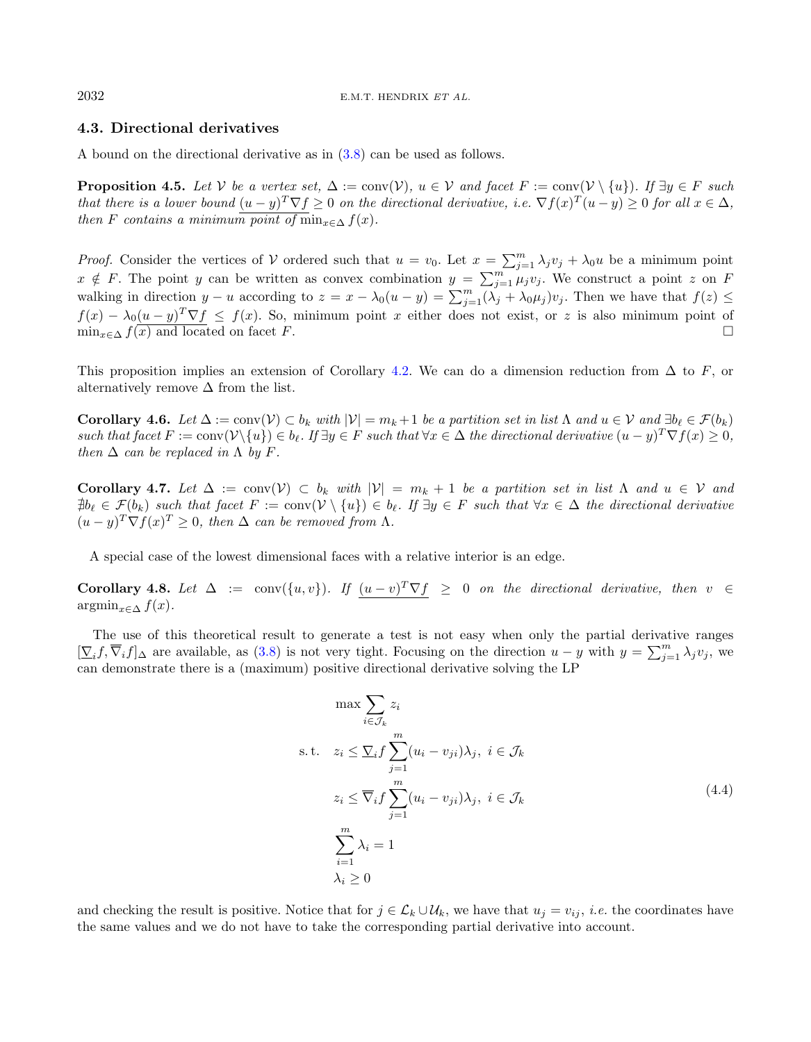### 4.3. Directional derivatives

A bound on the directional derivative as in (3.8) can be used as follows.

**Proposition 4.5.** *Let $\mathcal{V}$ be a vertex set, $\Delta := \text{conv}(\mathcal{V})$, $u \in \mathcal{V}$ and facet $F := \text{conv}(\mathcal{V} \setminus \{u\})$. If $\exists y \in F$ such that there is a lower bound $\underline{(u-y)^T \nabla f} \geq 0$ on the directional derivative, i.e. $\nabla f(x)^T(u-y) \geq 0$ for all $x \in \Delta$, then $F$ contains a minimum point of $\min_{x \in \Delta} f(x)$.*

*Proof.* Consider the vertices of $\mathcal{V}$ ordered such that $u = v_0$. Let $x = \sum_{j=1}^m \lambda_j v_j + \lambda_0 u$ be a minimum point $x \notin F$. The point $y$ can be written as convex combination $y = \sum_{j=1}^m \mu_j v_j$. We construct a point $z$ on $F$ walking in direction $y - u$ according to $z = x - \lambda_0(u-y) = \sum_{j=1}^m (\lambda_j + \lambda_0 \mu_j) v_j$. Then we have that $f(z) \leq f(x) - \lambda_0 \underline{(u-y)^T \nabla f} \leq f(x)$. So, minimum point $x$ either does not exist, or $z$ is also minimum point of $\min_{x \in \Delta} f(x)$ and located on facet $F$. □

This proposition implies an extension of Corollary 4.2. We can do a dimension reduction from $\Delta$ to $F$, or alternatively remove $\Delta$ from the list.

**Corollary 4.6.** *Let $\Delta := \text{conv}(\mathcal{V}) \subset b_k$ with $|\mathcal{V}| = m_k + 1$ be a partition set in list $\Lambda$ and $u \in \mathcal{V}$ and $\exists b_\ell \in \mathcal{F}(b_k)$ such that facet $F := \text{conv}(\mathcal{V} \setminus \{u\}) \in b_\ell$. If $\exists y \in F$ such that $\forall x \in \Delta$ the directional derivative $(u-y)^T \nabla f(x) \geq 0$, then $\Delta$ can be replaced in $\Lambda$ by $F$.*

**Corollary 4.7.** *Let $\Delta := \text{conv}(\mathcal{V}) \subset b_k$ with $|\mathcal{V}| = m_k + 1$ be a partition set in list $\Lambda$ and $u \in \mathcal{V}$ and $\nexists b_\ell \in \mathcal{F}(b_k)$ such that facet $F := \text{conv}(\mathcal{V} \setminus \{u\}) \in b_\ell$. If $\exists y \in F$ such that $\forall x \in \Delta$ the directional derivative $(u-y)^T \nabla f(x)^T \geq 0$, then $\Delta$ can be removed from $\Lambda$.*

A special case of the lowest dimensional faces with a relative interior is an edge.

**Corollary 4.8.** *Let $\Delta := \text{conv}(\{u, v\})$. If $\underline{(u-v)^T \nabla f} \geq 0$ on the directional derivative, then $v \in \text{argmin}_{x \in \Delta} f(x)$.*

The use of this theoretical result to generate a test is not easy when only the partial derivative ranges $[\underline{\nabla}_i f, \overline{\nabla}_i f]_\Delta$ are available, as (3.8) is not very tight. Focusing on the direction $u - y$ with $y = \sum_{j=1}^m \lambda_j v_j$, we can demonstrate there is a (maximum) positive directional derivative solving the LP

$$
\begin{aligned}
& \max \sum_{i \in \mathcal{J}_k} z_i \\
\text{s.t.} \quad & z_i \leq \underline{\nabla}_i f \sum_{j=1}^m (u_i - v_{ji}) \lambda_j, \; i \in \mathcal{J}_k \\
& z_i \leq \overline{\nabla}_i f \sum_{j=1}^m (u_i - v_{ji}) \lambda_j, \; i \in \mathcal{J}_k \\
& \sum_{i=1}^m \lambda_i = 1 \\
& \lambda_i \geq 0
\end{aligned}
\tag{4.4}
$$

and checking the result is positive. Notice that for $j \in \mathcal{L}_k \cup \mathcal{U}_k$, we have that $u_j = v_{ij}$, *i.e.* the coordinates have the same values and we do not have to take the corresponding partial derivative into account.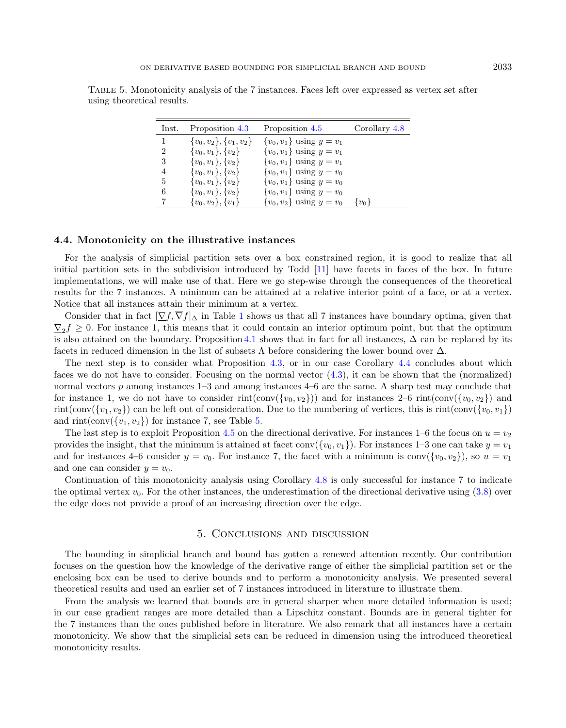Table 5. Monotonicity analysis of the 7 instances. Faces left over expressed as vertex set after using theoretical results.

| Inst. | Proposition 4.3 | Proposition 4.5 | Corollary 4.8 |
|---|---|---|---|
| 1 | $\{v_0, v_2\}, \{v_1, v_2\}$ | $\{v_0, v_1\}$ using $y = v_1$ | |
| 2 | $\{v_0, v_1\}, \{v_2\}$ | $\{v_0, v_1\}$ using $y = v_1$ | |
| 3 | $\{v_0, v_1\}, \{v_2\}$ | $\{v_0, v_1\}$ using $y = v_1$ | |
| 4 | $\{v_0, v_1\}, \{v_2\}$ | $\{v_0, v_1\}$ using $y = v_0$ | |
| 5 | $\{v_0, v_1\}, \{v_2\}$ | $\{v_0, v_1\}$ using $y = v_0$ | |
| 6 | $\{v_0, v_1\}, \{v_2\}$ | $\{v_0, v_1\}$ using $y = v_0$ | |
| 7 | $\{v_0, v_2\}, \{v_1\}$ | $\{v_0, v_2\}$ using $y = v_0$ | $\{v_0\}$ |

### 4.4. Monotonicity on the illustrative instances

For the analysis of simplicial partition sets over a box constrained region, it is good to realize that all initial partition sets in the subdivision introduced by Todd [11] have facets in faces of the box. In future implementations, we will make use of that. Here we go step-wise through the consequences of the theoretical results for the 7 instances. A minimum can be attained at a relative interior point of a face, or at a vertex. Notice that all instances attain their minimum at a vertex.

Consider that in fact $[\underline{\nabla} f, \overline{\nabla} f]_\Delta$ in Table 1 shows us that all 7 instances have boundary optima, given that $\underline{\nabla}_2 f \geq 0$. For instance 1, this means that it could contain an interior optimum point, but that the optimum is also attained on the boundary. Proposition 4.1 shows that in fact for all instances, $\Delta$ can be replaced by its facets in reduced dimension in the list of subsets $\Lambda$ before considering the lower bound over $\Delta$.

The next step is to consider what Proposition 4.3, or in our case Corollary 4.4 concludes about which faces we do not have to consider. Focusing on the normal vector (4.3), it can be shown that the (normalized) normal vectors $p$ among instances 1–3 and among instances 4–6 are the same. A sharp test may conclude that for instance 1, we do not have to consider $\text{rint}(\text{conv}(\{v_0, v_2\}))$ and for instances 2–6 $\text{rint}(\text{conv}(\{v_0, v_2\})$ and $\text{rint}(\text{conv}(\{v_1, v_2\})$ can be left out of consideration. Due to the numbering of vertices, this is $\text{rint}(\text{conv}(\{v_0, v_1\})$ and $\text{rint}(\text{conv}(\{v_1, v_2\})$ for instance 7, see Table 5.

The last step is to exploit Proposition 4.5 on the directional derivative. For instances 1–6 the focus on $u = v_2$ provides the insight, that the minimum is attained at facet $\text{conv}(\{v_0, v_1\})$. For instances 1–3 one can take $y = v_1$ and for instances 4–6 consider $y = v_0$. For instance 7, the facet with a minimum is $\text{conv}(\{v_0, v_2\})$, so $u = v_1$ and one can consider $y = v_0$.

Continuation of this monotonicity analysis using Corollary 4.8 is only successful for instance 7 to indicate the optimal vertex $v_0$. For the other instances, the underestimation of the directional derivative using (3.8) over the edge does not provide a proof of an increasing direction over the edge.

## 5. Conclusions and discussion

The bounding in simplicial branch and bound has gotten a renewed attention recently. Our contribution focuses on the question how the knowledge of the derivative range of either the simplicial partition set or the enclosing box can be used to derive bounds and to perform a monotonicity analysis. We presented several theoretical results and used an earlier set of 7 instances introduced in literature to illustrate them.

From the analysis we learned that bounds are in general sharper when more detailed information is used; in our case gradient ranges are more detailed than a Lipschitz constant. Bounds are in general tighter for the 7 instances than the ones published before in literature. We also remark that all instances have a certain monotonicity. We show that the simplicial sets can be reduced in dimension using the introduced theoretical monotonicity results.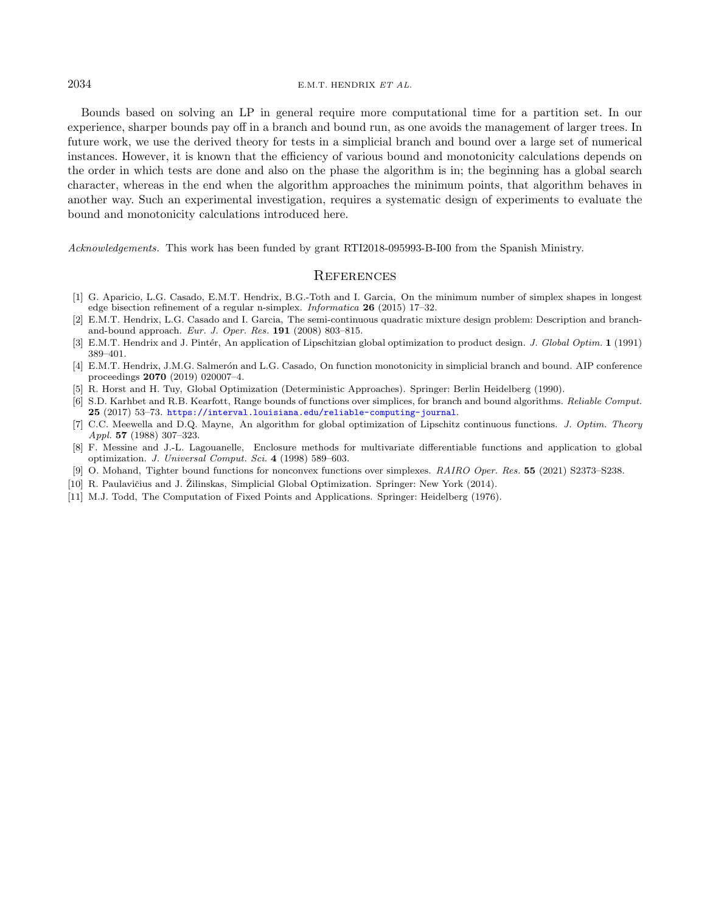Bounds based on solving an LP in general require more computational time for a partition set. In our experience, sharper bounds pay off in a branch and bound run, as one avoids the management of larger trees. In future work, we use the derived theory for tests in a simplicial branch and bound over a large set of numerical instances. However, it is known that the efficiency of various bound and monotonicity calculations depends on the order in which tests are done and also on the phase the algorithm is in; the beginning has a global search character, whereas in the end when the algorithm approaches the minimum points, that algorithm behaves in another way. Such an experimental investigation, requires a systematic design of experiments to evaluate the bound and monotonicity calculations introduced here.

*Acknowledgements.* This work has been funded by grant RTI2018-095993-B-I00 from the Spanish Ministry.

## References

[1] G. Aparicio, L.G. Casado, E.M.T. Hendrix, B.G.-Toth and I. Garcia, On the minimum number of simplex shapes in longest edge bisection refinement of a regular n-simplex. *Informatica* **26** (2015) 17–32.

[2] E.M.T. Hendrix, L.G. Casado and I. Garcia, The semi-continuous quadratic mixture design problem: Description and branch-and-bound approach. *Eur. J. Oper. Res.* **191** (2008) 803–815.

[3] E.M.T. Hendrix and J. Pintér, An application of Lipschitzian global optimization to product design. *J. Global Optim.* **1** (1991) 389–401.

[4] E.M.T. Hendrix, J.M.G. Salmerón and L.G. Casado, On function monotonicity in simplicial branch and bound. AIP conference proceedings **2070** (2019) 020007–4.

[5] R. Horst and H. Tuy, Global Optimization (Deterministic Approaches). Springer: Berlin Heidelberg (1990).

[6] S.D. Karhbet and R.B. Kearfott, Range bounds of functions over simplices, for branch and bound algorithms. *Reliable Comput.* **25** (2017) 53–73. https://interval.louisiana.edu/reliable-computing-journal.

[7] C.C. Meewella and D.Q. Mayne, An algorithm for global optimization of Lipschitz continuous functions. *J. Optim. Theory Appl.* **57** (1988) 307–323.

[8] F. Messine and J.-L. Lagouanelle, Enclosure methods for multivariate differentiable functions and application to global optimization. *J. Universal Comput. Sci.* **4** (1998) 589–603.

[9] O. Mohand, Tighter bound functions for nonconvex functions over simplexes. *RAIRO Oper. Res.* **55** (2021) S2373–S238.

[10] R. Paulavičius and J. Žilinskas, Simplicial Global Optimization. Springer: New York (2014).

[11] M.J. Todd, The Computation of Fixed Points and Applications. Springer: Heidelberg (1976).